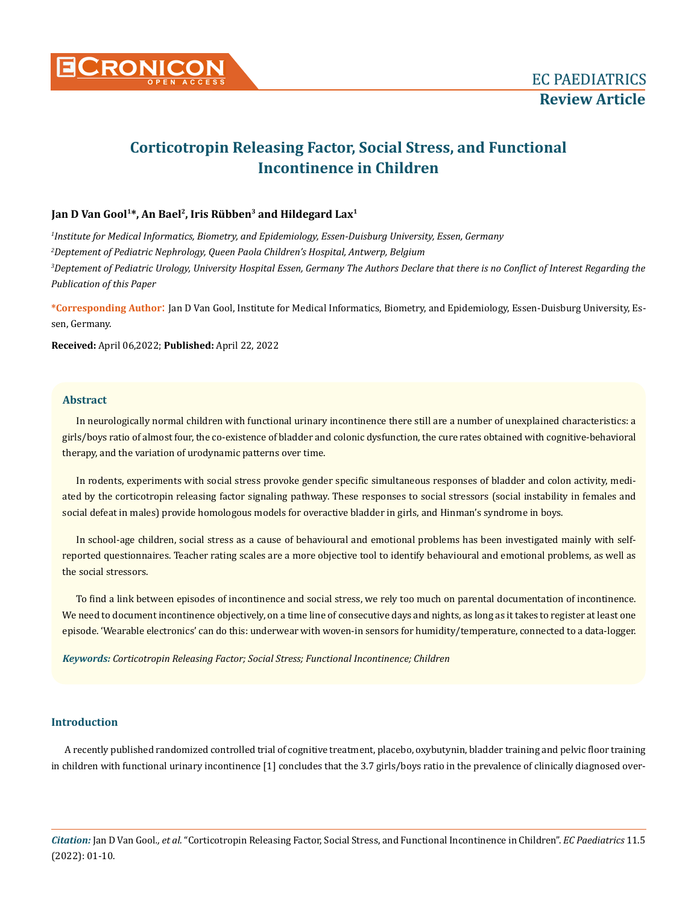# Corticotropin Releasing Factor, Social Stress, and Functional Incontinence in Children

**Jan D Van Gool[1]*, An Bael[2], Iris Rübben[3] and Hildegard Lax[1]**

*[1]Institute for Medical Informatics, Biometry, and Epidemiology, Essen-Duisburg University, Essen, Germany*

*[2]Deptement of Pediatric Nephrology, Queen Paola Children's Hospital, Antwerp, Belgium*

*[3]Deptement of Pediatric Urology, University Hospital Essen, Germany The Authors Declare that there is no Conflict of Interest Regarding the Publication of this Paper*

**\*Corresponding Author:** Jan D Van Gool, Institute for Medical Informatics, Biometry, and Epidemiology, Essen-Duisburg University, Essen, Germany.

**Received:** April 06,2022; **Published:** April 22, 2022

## Abstract

In neurologically normal children with functional urinary incontinence there still are a number of unexplained characteristics: a girls/boys ratio of almost four, the co-existence of bladder and colonic dysfunction, the cure rates obtained with cognitive-behavioral therapy, and the variation of urodynamic patterns over time.

In rodents, experiments with social stress provoke gender specific simultaneous responses of bladder and colon activity, mediated by the corticotropin releasing factor signaling pathway. These responses to social stressors (social instability in females and social defeat in males) provide homologous models for overactive bladder in girls, and Hinman's syndrome in boys.

In school-age children, social stress as a cause of behavioural and emotional problems has been investigated mainly with self-reported questionnaires. Teacher rating scales are a more objective tool to identify behavioural and emotional problems, as well as the social stressors.

To find a link between episodes of incontinence and social stress, we rely too much on parental documentation of incontinence. We need to document incontinence objectively, on a time line of consecutive days and nights, as long as it takes to register at least one episode. 'Wearable electronics' can do this: underwear with woven-in sensors for humidity/temperature, connected to a data-logger.

***Keywords:** Corticotropin Releasing Factor; Social Stress; Functional Incontinence; Children*

## Introduction

A recently published randomized controlled trial of cognitive treatment, placebo, oxybutynin, bladder training and pelvic floor training in children with functional urinary incontinence [1] concludes that the 3.7 girls/boys ratio in the prevalence of clinically diagnosed over-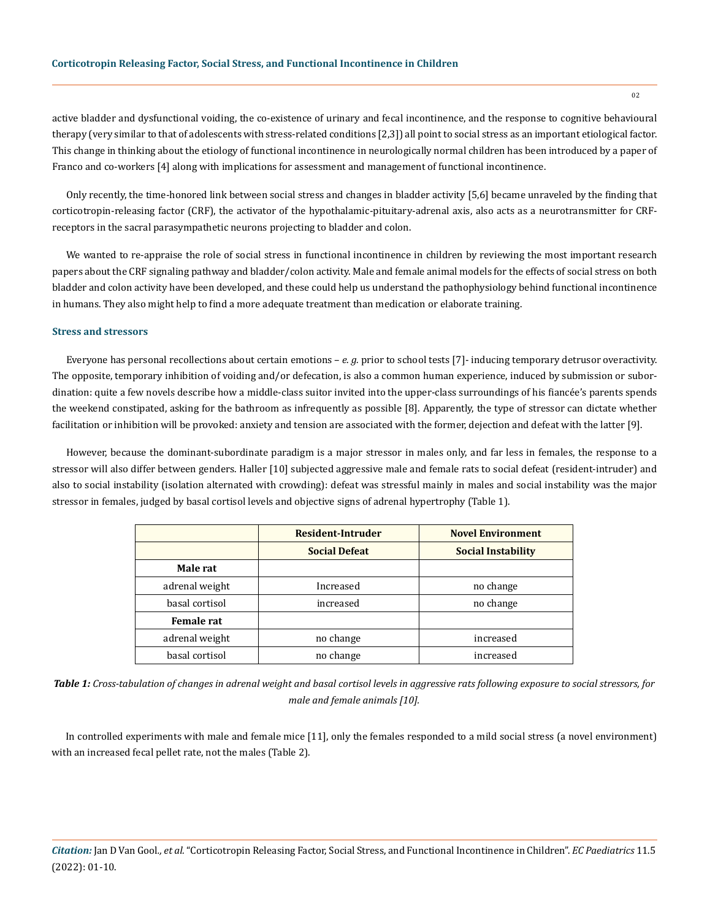active bladder and dysfunctional voiding, the co-existence of urinary and fecal incontinence, and the response to cognitive behavioural therapy (very similar to that of adolescents with stress-related conditions [2,3]) all point to social stress as an important etiological factor. This change in thinking about the etiology of functional incontinence in neurologically normal children has been introduced by a paper of Franco and co-workers [4] along with implications for assessment and management of functional incontinence.

Only recently, the time-honored link between social stress and changes in bladder activity [5,6] became unraveled by the finding that corticotropin-releasing factor (CRF), the activator of the hypothalamic-pituitary-adrenal axis, also acts as a neurotransmitter for CRF-receptors in the sacral parasympathetic neurons projecting to bladder and colon.

We wanted to re-appraise the role of social stress in functional incontinence in children by reviewing the most important research papers about the CRF signaling pathway and bladder/colon activity. Male and female animal models for the effects of social stress on both bladder and colon activity have been developed, and these could help us understand the pathophysiology behind functional incontinence in humans. They also might help to find a more adequate treatment than medication or elaborate training.

### Stress and stressors

Everyone has personal recollections about certain emotions – *e. g.* prior to school tests [7]- inducing temporary detrusor overactivity. The opposite, temporary inhibition of voiding and/or defecation, is also a common human experience, induced by submission or subordination: quite a few novels describe how a middle-class suitor invited into the upper-class surroundings of his fiancée's parents spends the weekend constipated, asking for the bathroom as infrequently as possible [8]. Apparently, the type of stressor can dictate whether facilitation or inhibition will be provoked: anxiety and tension are associated with the former, dejection and defeat with the latter [9].

However, because the dominant-subordinate paradigm is a major stressor in males only, and far less in females, the response to a stressor will also differ between genders. Haller [10] subjected aggressive male and female rats to social defeat (resident-intruder) and also to social instability (isolation alternated with crowding): defeat was stressful mainly in males and social instability was the major stressor in females, judged by basal cortisol levels and objective signs of adrenal hypertrophy (Table 1).

| | Resident-Intruder | Novel Environment |
|---|---|---|
| | **Social Defeat** | **Social Instability** |
| **Male rat** | | |
| adrenal weight | Increased | no change |
| basal cortisol | increased | no change |
| **Female rat** | | |
| adrenal weight | no change | increased |
| basal cortisol | no change | increased |

***Table 1:*** *Cross-tabulation of changes in adrenal weight and basal cortisol levels in aggressive rats following exposure to social stressors, for male and female animals [10].*

In controlled experiments with male and female mice [11], only the females responded to a mild social stress (a novel environment) with an increased fecal pellet rate, not the males (Table 2).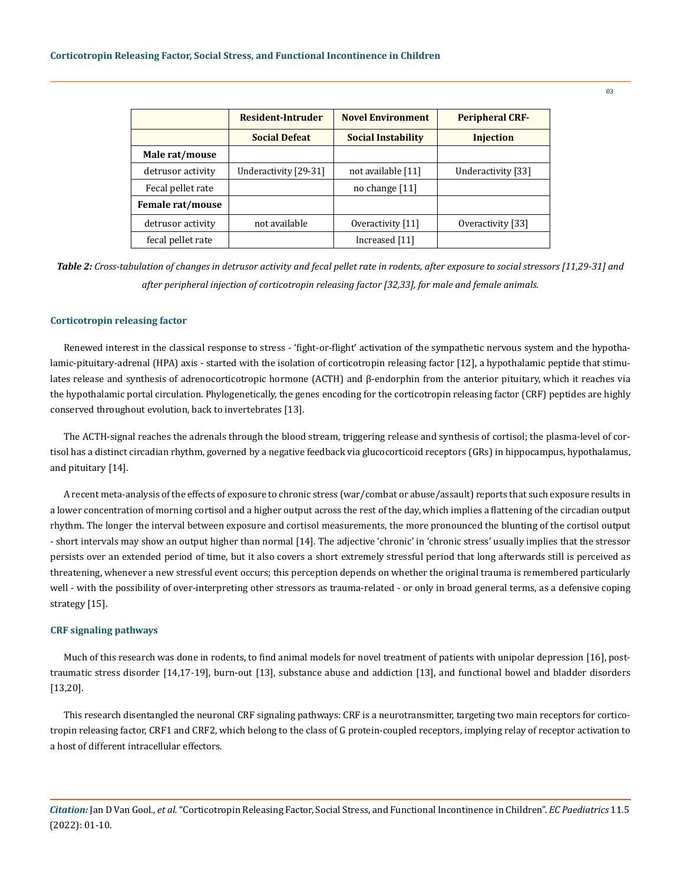| | Resident-Intruder Social Defeat | Novel Environment Social Instability | Peripheral CRF-Injection |
|---|---|---|---|
| **Male rat/mouse** | | | |
| detrusor activity | Underactivity [29-31] | not available [11] | Underactivity [33] |
| Fecal pellet rate | | no change [11] | |
| **Female rat/mouse** | | | |
| detrusor activity | not available | Overactivity [11] | Overactivity [33] |
| fecal pellet rate | | Increased [11] | |

***Table 2:*** *Cross-tabulation of changes in detrusor activity and fecal pellet rate in rodents, after exposure to social stressors [11,29-31] and after peripheral injection of corticotropin releasing factor [32,33], for male and female animals.*

### Corticotropin releasing factor

Renewed interest in the classical response to stress - 'fight-or-flight' activation of the sympathetic nervous system and the hypothalamic-pituitary-adrenal (HPA) axis - started with the isolation of corticotropin releasing factor [12], a hypothalamic peptide that stimulates release and synthesis of adrenocorticotropic hormone (ACTH) and β-endorphin from the anterior pituitary, which it reaches via the hypothalamic portal circulation. Phylogenetically, the genes encoding for the corticotropin releasing factor (CRF) peptides are highly conserved throughout evolution, back to invertebrates [13].

The ACTH-signal reaches the adrenals through the blood stream, triggering release and synthesis of cortisol; the plasma-level of cortisol has a distinct circadian rhythm, governed by a negative feedback via glucocorticoid receptors (GRs) in hippocampus, hypothalamus, and pituitary [14].

A recent meta-analysis of the effects of exposure to chronic stress (war/combat or abuse/assault) reports that such exposure results in a lower concentration of morning cortisol and a higher output across the rest of the day, which implies a flattening of the circadian output rhythm. The longer the interval between exposure and cortisol measurements, the more pronounced the blunting of the cortisol output - short intervals may show an output higher than normal [14]. The adjective 'chronic' in 'chronic stress' usually implies that the stressor persists over an extended period of time, but it also covers a short extremely stressful period that long afterwards still is perceived as threatening, whenever a new stressful event occurs; this perception depends on whether the original trauma is remembered particularly well - with the possibility of over-interpreting other stressors as trauma-related - or only in broad general terms, as a defensive coping strategy [15].

### CRF signaling pathways

Much of this research was done in rodents, to find animal models for novel treatment of patients with unipolar depression [16], post-traumatic stress disorder [14,17-19], burn-out [13], substance abuse and addiction [13], and functional bowel and bladder disorders [13,20].

This research disentangled the neuronal CRF signaling pathways: CRF is a neurotransmitter, targeting two main receptors for corticotropin releasing factor, CRF1 and CRF2, which belong to the class of G protein-coupled receptors, implying relay of receptor activation to a host of different intracellular effectors.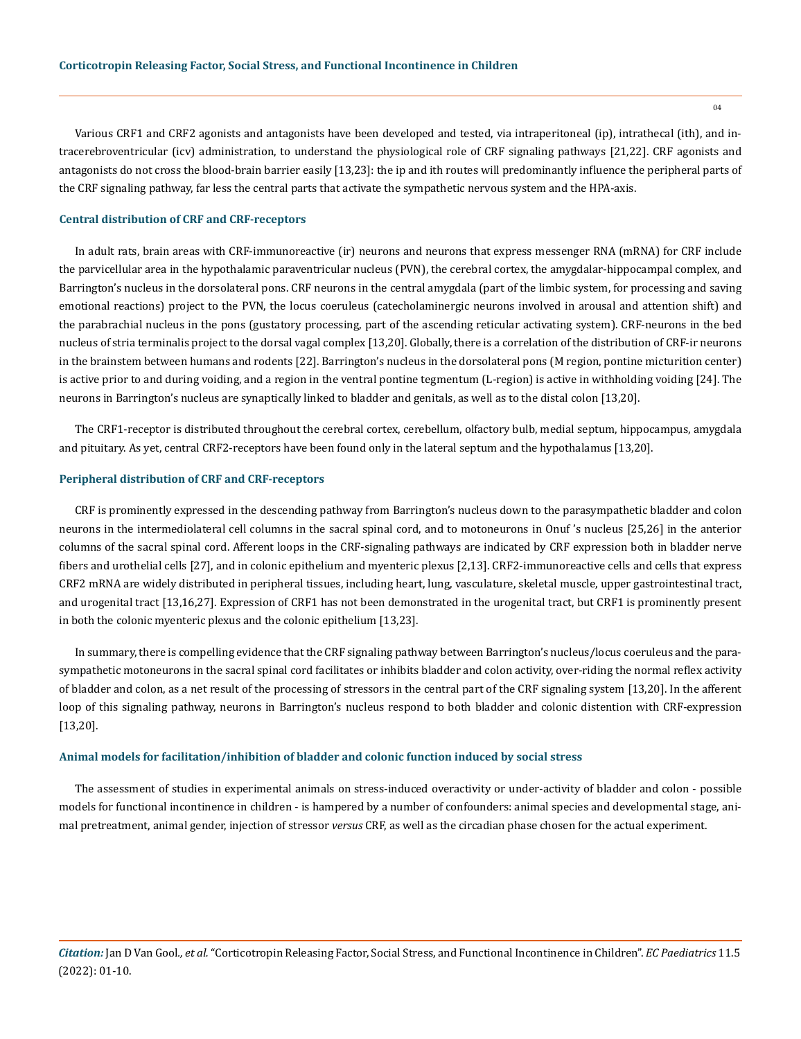Various CRF1 and CRF2 agonists and antagonists have been developed and tested, via intraperitoneal (ip), intrathecal (ith), and intracerebroventricular (icv) administration, to understand the physiological role of CRF signaling pathways [21,22]. CRF agonists and antagonists do not cross the blood-brain barrier easily [13,23]: the ip and ith routes will predominantly influence the peripheral parts of the CRF signaling pathway, far less the central parts that activate the sympathetic nervous system and the HPA-axis.

### Central distribution of CRF and CRF-receptors

In adult rats, brain areas with CRF-immunoreactive (ir) neurons and neurons that express messenger RNA (mRNA) for CRF include the parvicellular area in the hypothalamic paraventricular nucleus (PVN), the cerebral cortex, the amygdalar-hippocampal complex, and Barrington's nucleus in the dorsolateral pons. CRF neurons in the central amygdala (part of the limbic system, for processing and saving emotional reactions) project to the PVN, the locus coeruleus (catecholaminergic neurons involved in arousal and attention shift) and the parabrachial nucleus in the pons (gustatory processing, part of the ascending reticular activating system). CRF-neurons in the bed nucleus of stria terminalis project to the dorsal vagal complex [13,20]. Globally, there is a correlation of the distribution of CRF-ir neurons in the brainstem between humans and rodents [22]. Barrington's nucleus in the dorsolateral pons (M region, pontine micturition center) is active prior to and during voiding, and a region in the ventral pontine tegmentum (L-region) is active in withholding voiding [24]. The neurons in Barrington's nucleus are synaptically linked to bladder and genitals, as well as to the distal colon [13,20].

The CRF1-receptor is distributed throughout the cerebral cortex, cerebellum, olfactory bulb, medial septum, hippocampus, amygdala and pituitary. As yet, central CRF2-receptors have been found only in the lateral septum and the hypothalamus [13,20].

### Peripheral distribution of CRF and CRF-receptors

CRF is prominently expressed in the descending pathway from Barrington's nucleus down to the parasympathetic bladder and colon neurons in the intermediolateral cell columns in the sacral spinal cord, and to motoneurons in Onuf 's nucleus [25,26] in the anterior columns of the sacral spinal cord. Afferent loops in the CRF-signaling pathways are indicated by CRF expression both in bladder nerve fibers and urothelial cells [27], and in colonic epithelium and myenteric plexus [2,13]. CRF2-immunoreactive cells and cells that express CRF2 mRNA are widely distributed in peripheral tissues, including heart, lung, vasculature, skeletal muscle, upper gastrointestinal tract, and urogenital tract [13,16,27]. Expression of CRF1 has not been demonstrated in the urogenital tract, but CRF1 is prominently present in both the colonic myenteric plexus and the colonic epithelium [13,23].

In summary, there is compelling evidence that the CRF signaling pathway between Barrington's nucleus/locus coeruleus and the parasympathetic motoneurons in the sacral spinal cord facilitates or inhibits bladder and colon activity, over-riding the normal reflex activity of bladder and colon, as a net result of the processing of stressors in the central part of the CRF signaling system [13,20]. In the afferent loop of this signaling pathway, neurons in Barrington's nucleus respond to both bladder and colonic distention with CRF-expression [13,20].

### Animal models for facilitation/inhibition of bladder and colonic function induced by social stress

The assessment of studies in experimental animals on stress-induced overactivity or under-activity of bladder and colon - possible models for functional incontinence in children - is hampered by a number of confounders: animal species and developmental stage, animal pretreatment, animal gender, injection of stressor *versus* CRF, as well as the circadian phase chosen for the actual experiment.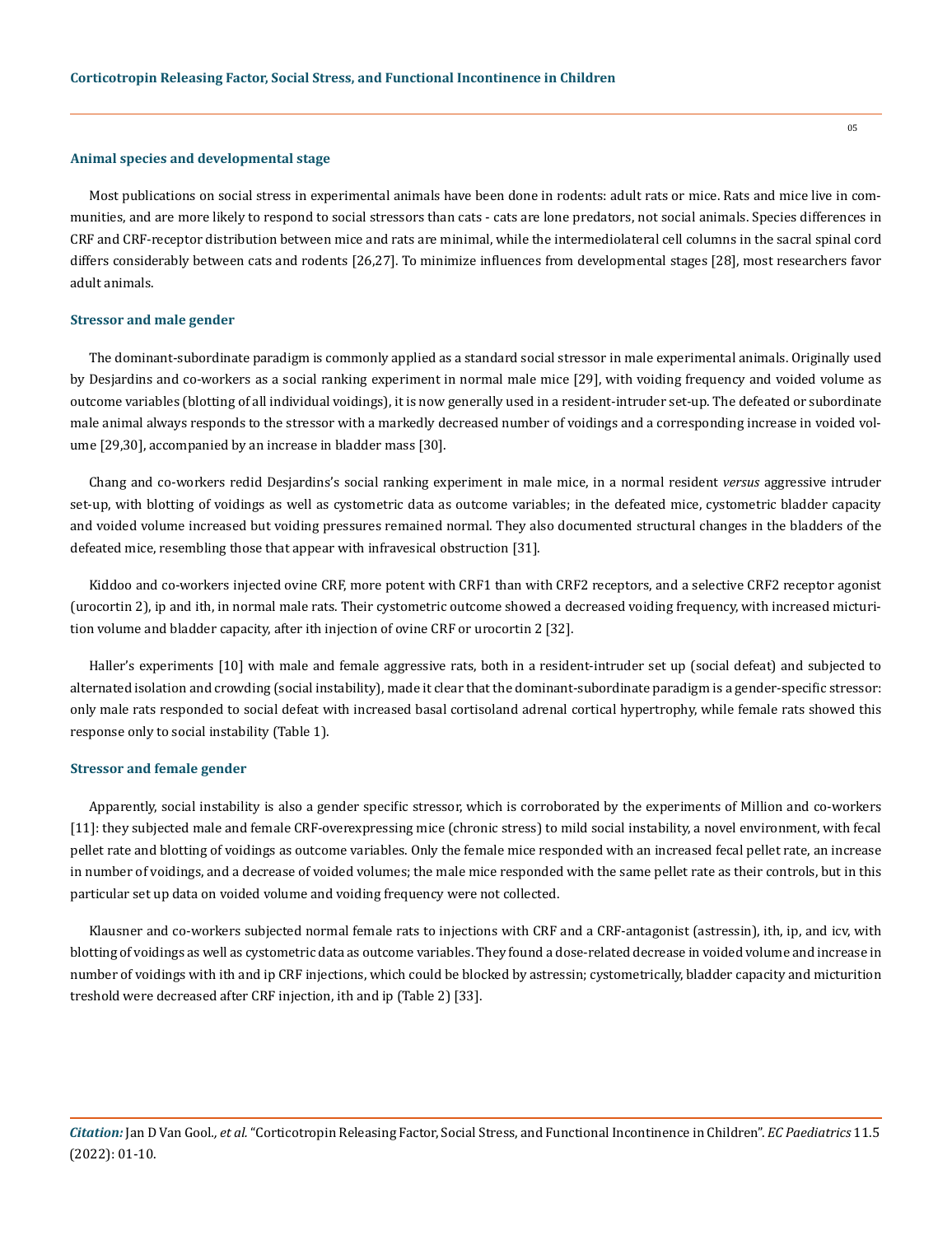### Animal species and developmental stage

Most publications on social stress in experimental animals have been done in rodents: adult rats or mice. Rats and mice live in communities, and are more likely to respond to social stressors than cats - cats are lone predators, not social animals. Species differences in CRF and CRF-receptor distribution between mice and rats are minimal, while the intermediolateral cell columns in the sacral spinal cord differs considerably between cats and rodents [26,27]. To minimize influences from developmental stages [28], most researchers favor adult animals.

### Stressor and male gender

The dominant-subordinate paradigm is commonly applied as a standard social stressor in male experimental animals. Originally used by Desjardins and co-workers as a social ranking experiment in normal male mice [29], with voiding frequency and voided volume as outcome variables (blotting of all individual voidings), it is now generally used in a resident-intruder set-up. The defeated or subordinate male animal always responds to the stressor with a markedly decreased number of voidings and a corresponding increase in voided volume [29,30], accompanied by an increase in bladder mass [30].

Chang and co-workers redid Desjardins's social ranking experiment in male mice, in a normal resident *versus* aggressive intruder set-up, with blotting of voidings as well as cystometric data as outcome variables; in the defeated mice, cystometric bladder capacity and voided volume increased but voiding pressures remained normal. They also documented structural changes in the bladders of the defeated mice, resembling those that appear with infravesical obstruction [31].

Kiddoo and co-workers injected ovine CRF, more potent with CRF1 than with CRF2 receptors, and a selective CRF2 receptor agonist (urocortin 2), ip and ith, in normal male rats. Their cystometric outcome showed a decreased voiding frequency, with increased micturition volume and bladder capacity, after ith injection of ovine CRF or urocortin 2 [32].

Haller's experiments [10] with male and female aggressive rats, both in a resident-intruder set up (social defeat) and subjected to alternated isolation and crowding (social instability), made it clear that the dominant-subordinate paradigm is a gender-specific stressor: only male rats responded to social defeat with increased basal cortisoland adrenal cortical hypertrophy, while female rats showed this response only to social instability (Table 1).

### Stressor and female gender

Apparently, social instability is also a gender specific stressor, which is corroborated by the experiments of Million and co-workers [11]: they subjected male and female CRF-overexpressing mice (chronic stress) to mild social instability, a novel environment, with fecal pellet rate and blotting of voidings as outcome variables. Only the female mice responded with an increased fecal pellet rate, an increase in number of voidings, and a decrease of voided volumes; the male mice responded with the same pellet rate as their controls, but in this particular set up data on voided volume and voiding frequency were not collected.

Klausner and co-workers subjected normal female rats to injections with CRF and a CRF-antagonist (astressin), ith, ip, and icv, with blotting of voidings as well as cystometric data as outcome variables. They found a dose-related decrease in voided volume and increase in number of voidings with ith and ip CRF injections, which could be blocked by astressin; cystometrically, bladder capacity and micturition treshold were decreased after CRF injection, ith and ip (Table 2) [33].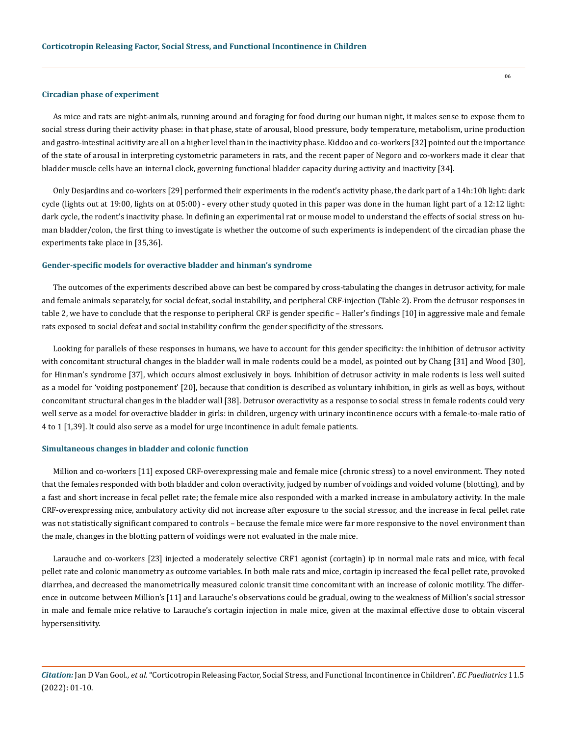### Circadian phase of experiment

As mice and rats are night-animals, running around and foraging for food during our human night, it makes sense to expose them to social stress during their activity phase: in that phase, state of arousal, blood pressure, body temperature, metabolism, urine production and gastro-intestinal acitivity are all on a higher level than in the inactivity phase. Kiddoo and co-workers [32] pointed out the importance of the state of arousal in interpreting cystometric parameters in rats, and the recent paper of Negoro and co-workers made it clear that bladder muscle cells have an internal clock, governing functional bladder capacity during activity and inactivity [34].

Only Desjardins and co-workers [29] performed their experiments in the rodent's activity phase, the dark part of a 14h:10h light: dark cycle (lights out at 19:00, lights on at 05:00) - every other study quoted in this paper was done in the human light part of a 12:12 light: dark cycle, the rodent's inactivity phase. In defining an experimental rat or mouse model to understand the effects of social stress on human bladder/colon, the first thing to investigate is whether the outcome of such experiments is independent of the circadian phase the experiments take place in [35,36].

### Gender-specific models for overactive bladder and hinman's syndrome

The outcomes of the experiments described above can best be compared by cross-tabulating the changes in detrusor activity, for male and female animals separately, for social defeat, social instability, and peripheral CRF-injection (Table 2). From the detrusor responses in table 2, we have to conclude that the response to peripheral CRF is gender specific – Haller's findings [10] in aggressive male and female rats exposed to social defeat and social instability confirm the gender specificity of the stressors.

Looking for parallels of these responses in humans, we have to account for this gender specificity: the inhibition of detrusor activity with concomitant structural changes in the bladder wall in male rodents could be a model, as pointed out by Chang [31] and Wood [30], for Hinman's syndrome [37], which occurs almost exclusively in boys. Inhibition of detrusor activity in male rodents is less well suited as a model for 'voiding postponement' [20], because that condition is described as voluntary inhibition, in girls as well as boys, without concomitant structural changes in the bladder wall [38]. Detrusor overactivity as a response to social stress in female rodents could very well serve as a model for overactive bladder in girls: in children, urgency with urinary incontinence occurs with a female-to-male ratio of 4 to 1 [1,39]. It could also serve as a model for urge incontinence in adult female patients.

### Simultaneous changes in bladder and colonic function

Million and co-workers [11] exposed CRF-overexpressing male and female mice (chronic stress) to a novel environment. They noted that the females responded with both bladder and colon overactivity, judged by number of voidings and voided volume (blotting), and by a fast and short increase in fecal pellet rate; the female mice also responded with a marked increase in ambulatory activity. In the male CRF-overexpressing mice, ambulatory activity did not increase after exposure to the social stressor, and the increase in fecal pellet rate was not statistically significant compared to controls – because the female mice were far more responsive to the novel environment than the male, changes in the blotting pattern of voidings were not evaluated in the male mice.

Larauche and co-workers [23] injected a moderately selective CRF1 agonist (cortagin) ip in normal male rats and mice, with fecal pellet rate and colonic manometry as outcome variables. In both male rats and mice, cortagin ip increased the fecal pellet rate, provoked diarrhea, and decreased the manometrically measured colonic transit time concomitant with an increase of colonic motility. The difference in outcome between Million's [11] and Larauche's observations could be gradual, owing to the weakness of Million's social stressor in male and female mice relative to Larauche's cortagin injection in male mice, given at the maximal effective dose to obtain visceral hypersensitivity.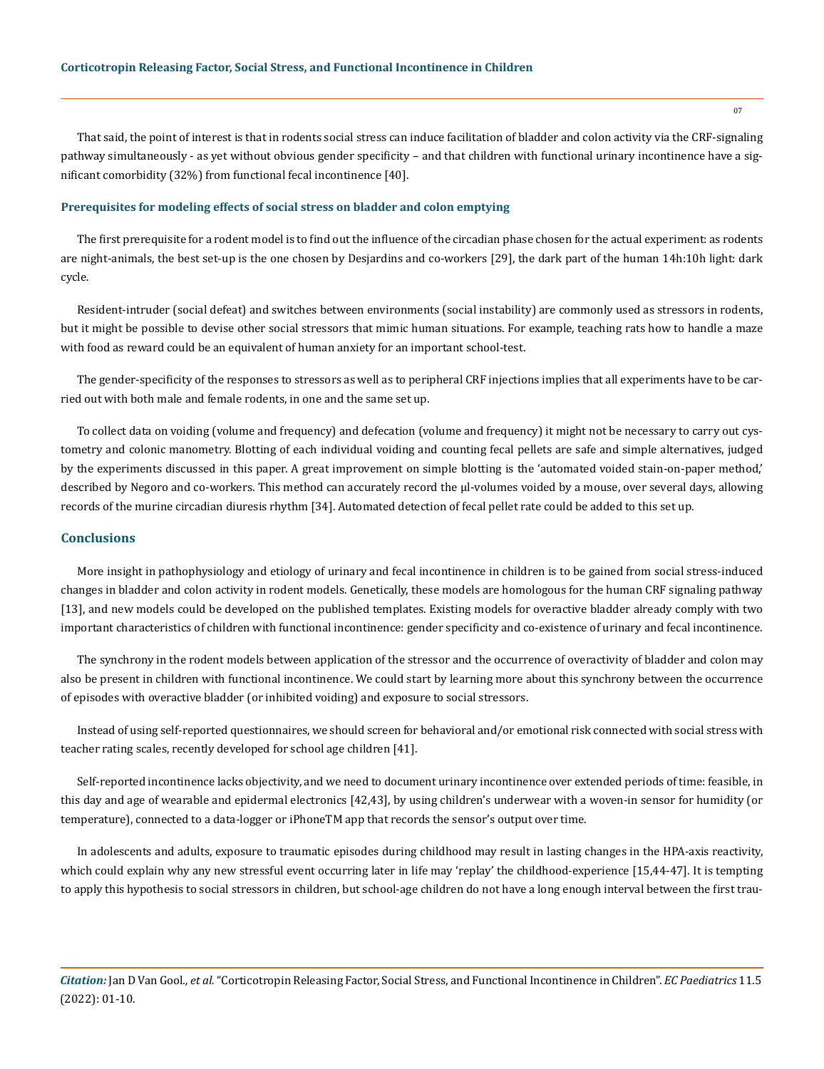That said, the point of interest is that in rodents social stress can induce facilitation of bladder and colon activity via the CRF-signaling pathway simultaneously - as yet without obvious gender specificity – and that children with functional urinary incontinence have a significant comorbidity (32%) from functional fecal incontinence [40].

### Prerequisites for modeling effects of social stress on bladder and colon emptying

The first prerequisite for a rodent model is to find out the influence of the circadian phase chosen for the actual experiment: as rodents are night-animals, the best set-up is the one chosen by Desjardins and co-workers [29], the dark part of the human 14h:10h light: dark cycle.

Resident-intruder (social defeat) and switches between environments (social instability) are commonly used as stressors in rodents, but it might be possible to devise other social stressors that mimic human situations. For example, teaching rats how to handle a maze with food as reward could be an equivalent of human anxiety for an important school-test.

The gender-specificity of the responses to stressors as well as to peripheral CRF injections implies that all experiments have to be carried out with both male and female rodents, in one and the same set up.

To collect data on voiding (volume and frequency) and defecation (volume and frequency) it might not be necessary to carry out cystometry and colonic manometry. Blotting of each individual voiding and counting fecal pellets are safe and simple alternatives, judged by the experiments discussed in this paper. A great improvement on simple blotting is the 'automated voided stain-on-paper method,' described by Negoro and co-workers. This method can accurately record the µl-volumes voided by a mouse, over several days, allowing records of the murine circadian diuresis rhythm [34]. Automated detection of fecal pellet rate could be added to this set up.

## Conclusions

More insight in pathophysiology and etiology of urinary and fecal incontinence in children is to be gained from social stress-induced changes in bladder and colon activity in rodent models. Genetically, these models are homologous for the human CRF signaling pathway [13], and new models could be developed on the published templates. Existing models for overactive bladder already comply with two important characteristics of children with functional incontinence: gender specificity and co-existence of urinary and fecal incontinence.

The synchrony in the rodent models between application of the stressor and the occurrence of overactivity of bladder and colon may also be present in children with functional incontinence. We could start by learning more about this synchrony between the occurrence of episodes with overactive bladder (or inhibited voiding) and exposure to social stressors.

Instead of using self-reported questionnaires, we should screen for behavioral and/or emotional risk connected with social stress with teacher rating scales, recently developed for school age children [41].

Self-reported incontinence lacks objectivity, and we need to document urinary incontinence over extended periods of time: feasible, in this day and age of wearable and epidermal electronics [42,43], by using children's underwear with a woven-in sensor for humidity (or temperature), connected to a data-logger or iPhoneTM app that records the sensor's output over time.

In adolescents and adults, exposure to traumatic episodes during childhood may result in lasting changes in the HPA-axis reactivity, which could explain why any new stressful event occurring later in life may 'replay' the childhood-experience [15,44-47]. It is tempting to apply this hypothesis to social stressors in children, but school-age children do not have a long enough interval between the first trau-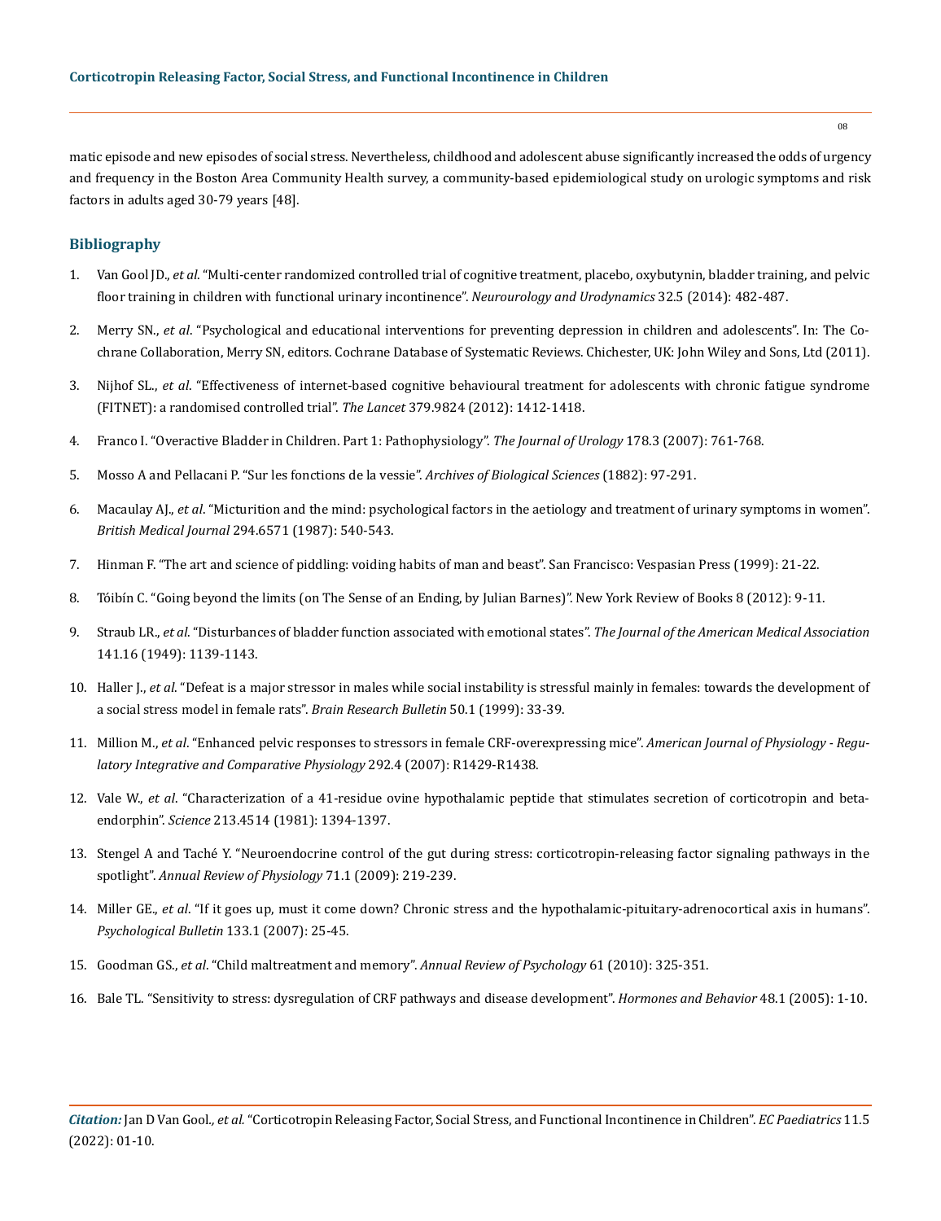matic episode and new episodes of social stress. Nevertheless, childhood and adolescent abuse significantly increased the odds of urgency and frequency in the Boston Area Community Health survey, a community-based epidemiological study on urologic symptoms and risk factors in adults aged 30-79 years [48].

## Bibliography

1. Van Gool JD., *et al*. "Multi-center randomized controlled trial of cognitive treatment, placebo, oxybutynin, bladder training, and pelvic floor training in children with functional urinary incontinence". *Neurourology and Urodynamics* 32.5 (2014): 482-487.
2. Merry SN., *et al*. "Psychological and educational interventions for preventing depression in children and adolescents". In: The Cochrane Collaboration, Merry SN, editors. Cochrane Database of Systematic Reviews. Chichester, UK: John Wiley and Sons, Ltd (2011).
3. Nijhof SL., *et al*. "Effectiveness of internet-based cognitive behavioural treatment for adolescents with chronic fatigue syndrome (FITNET): a randomised controlled trial". *The Lancet* 379.9824 (2012): 1412-1418.
4. Franco I. "Overactive Bladder in Children. Part 1: Pathophysiology". *The Journal of Urology* 178.3 (2007): 761-768.
5. Mosso A and Pellacani P. "Sur les fonctions de la vessie". *Archives of Biological Sciences* (1882): 97-291.
6. Macaulay AJ., *et al*. "Micturition and the mind: psychological factors in the aetiology and treatment of urinary symptoms in women". *British Medical Journal* 294.6571 (1987): 540-543.
7. Hinman F. "The art and science of piddling: voiding habits of man and beast". San Francisco: Vespasian Press (1999): 21-22.
8. Tóibín C. "Going beyond the limits (on The Sense of an Ending, by Julian Barnes)". New York Review of Books 8 (2012): 9-11.
9. Straub LR., *et al*. "Disturbances of bladder function associated with emotional states". *The Journal of the American Medical Association* 141.16 (1949): 1139-1143.
10. Haller J., *et al*. "Defeat is a major stressor in males while social instability is stressful mainly in females: towards the development of a social stress model in female rats". *Brain Research Bulletin* 50.1 (1999): 33-39.
11. Million M., *et al*. "Enhanced pelvic responses to stressors in female CRF-overexpressing mice". *American Journal of Physiology - Regulatory Integrative and Comparative Physiology* 292.4 (2007): R1429-R1438.
12. Vale W., *et al*. "Characterization of a 41-residue ovine hypothalamic peptide that stimulates secretion of corticotropin and beta-endorphin". *Science* 213.4514 (1981): 1394-1397.
13. Stengel A and Taché Y. "Neuroendocrine control of the gut during stress: corticotropin-releasing factor signaling pathways in the spotlight". *Annual Review of Physiology* 71.1 (2009): 219-239.
14. Miller GE., *et al*. "If it goes up, must it come down? Chronic stress and the hypothalamic-pituitary-adrenocortical axis in humans". *Psychological Bulletin* 133.1 (2007): 25-45.
15. Goodman GS., *et al*. "Child maltreatment and memory". *Annual Review of Psychology* 61 (2010): 325-351.
16. Bale TL. "Sensitivity to stress: dysregulation of CRF pathways and disease development". *Hormones and Behavior* 48.1 (2005): 1-10.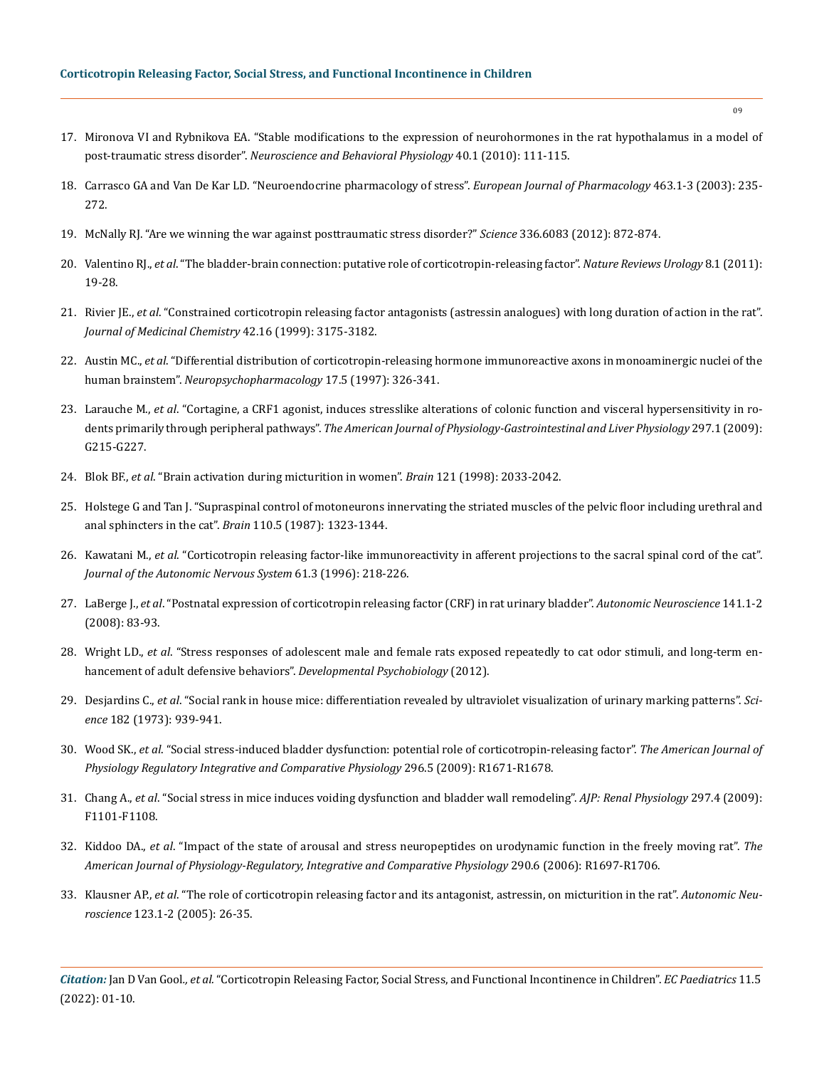17. Mironova VI and Rybnikova EA. "Stable modifications to the expression of neurohormones in the rat hypothalamus in a model of post-traumatic stress disorder". *Neuroscience and Behavioral Physiology* 40.1 (2010): 111-115.

18. Carrasco GA and Van De Kar LD. "Neuroendocrine pharmacology of stress". *European Journal of Pharmacology* 463.1-3 (2003): 235-272.

19. McNally RJ. "Are we winning the war against posttraumatic stress disorder?" *Science* 336.6083 (2012): 872-874.

20. Valentino RJ., *et al*. "The bladder-brain connection: putative role of corticotropin-releasing factor". *Nature Reviews Urology* 8.1 (2011): 19-28.

21. Rivier JE., *et al*. "Constrained corticotropin releasing factor antagonists (astressin analogues) with long duration of action in the rat". *Journal of Medicinal Chemistry* 42.16 (1999): 3175-3182.

22. Austin MC., *et al*. "Differential distribution of corticotropin-releasing hormone immunoreactive axons in monoaminergic nuclei of the human brainstem". *Neuropsychopharmacology* 17.5 (1997): 326-341.

23. Larauche M., *et al*. "Cortagine, a CRF1 agonist, induces stresslike alterations of colonic function and visceral hypersensitivity in rodents primarily through peripheral pathways". *The American Journal of Physiology-Gastrointestinal and Liver Physiology* 297.1 (2009): G215-G227.

24. Blok BF., *et al*. "Brain activation during micturition in women". *Brain* 121 (1998): 2033-2042.

25. Holstege G and Tan J. "Supraspinal control of motoneurons innervating the striated muscles of the pelvic floor including urethral and anal sphincters in the cat". *Brain* 110.5 (1987): 1323-1344.

26. Kawatani M., *et al*. "Corticotropin releasing factor-like immunoreactivity in afferent projections to the sacral spinal cord of the cat". *Journal of the Autonomic Nervous System* 61.3 (1996): 218-226.

27. LaBerge J., *et al*. "Postnatal expression of corticotropin releasing factor (CRF) in rat urinary bladder". *Autonomic Neuroscience* 141.1-2 (2008): 83-93.

28. Wright LD., *et al*. "Stress responses of adolescent male and female rats exposed repeatedly to cat odor stimuli, and long-term enhancement of adult defensive behaviors". *Developmental Psychobiology* (2012).

29. Desjardins C., *et al*. "Social rank in house mice: differentiation revealed by ultraviolet visualization of urinary marking patterns". *Science* 182 (1973): 939-941.

30. Wood SK., *et al*. "Social stress-induced bladder dysfunction: potential role of corticotropin-releasing factor". *The American Journal of Physiology Regulatory Integrative and Comparative Physiology* 296.5 (2009): R1671-R1678.

31. Chang A., *et al*. "Social stress in mice induces voiding dysfunction and bladder wall remodeling". *AJP: Renal Physiology* 297.4 (2009): F1101-F1108.

32. Kiddoo DA., *et al*. "Impact of the state of arousal and stress neuropeptides on urodynamic function in the freely moving rat". *The American Journal of Physiology-Regulatory, Integrative and Comparative Physiology* 290.6 (2006): R1697-R1706.

33. Klausner AP., *et al*. "The role of corticotropin releasing factor and its antagonist, astressin, on micturition in the rat". *Autonomic Neuroscience* 123.1-2 (2005): 26-35.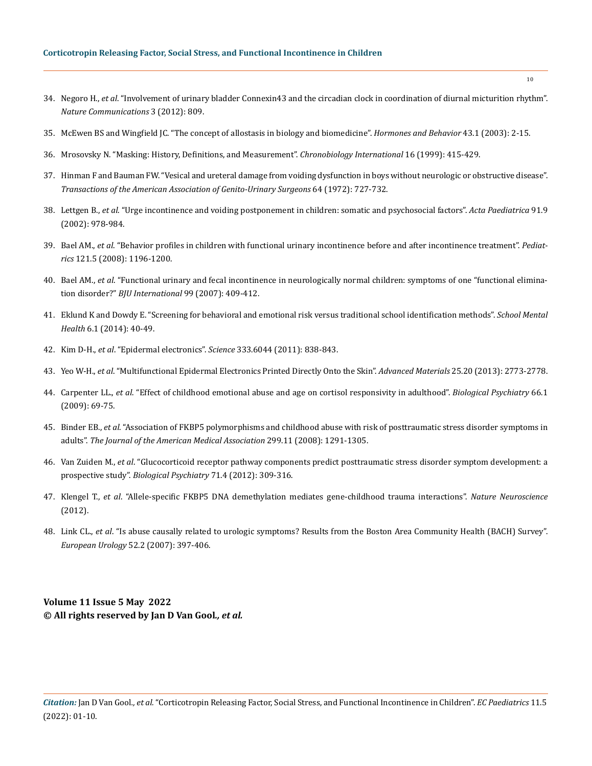34. Negoro H., *et al*. "Involvement of urinary bladder Connexin43 and the circadian clock in coordination of diurnal micturition rhythm". *Nature Communications* 3 (2012): 809.
35. McEwen BS and Wingfield JC. "The concept of allostasis in biology and biomedicine". *Hormones and Behavior* 43.1 (2003): 2-15.
36. Mrosovsky N. "Masking: History, Definitions, and Measurement". *Chronobiology International* 16 (1999): 415-429.
37. Hinman F and Bauman FW. "Vesical and ureteral damage from voiding dysfunction in boys without neurologic or obstructive disease". *Transactions of the American Association of Genito-Urinary Surgeons* 64 (1972): 727-732.
38. Lettgen B., *et al*. "Urge incontinence and voiding postponement in children: somatic and psychosocial factors". *Acta Paediatrica* 91.9 (2002): 978-984.
39. Bael AM., *et al*. "Behavior profiles in children with functional urinary incontinence before and after incontinence treatment". *Pediatrics* 121.5 (2008): 1196-1200.
40. Bael AM., *et al*. "Functional urinary and fecal incontinence in neurologically normal children: symptoms of one "functional elimination disorder?" *BJU International* 99 (2007): 409-412.
41. Eklund K and Dowdy E. "Screening for behavioral and emotional risk versus traditional school identification methods". *School Mental Health* 6.1 (2014): 40-49.
42. Kim D-H., *et al*. "Epidermal electronics". *Science* 333.6044 (2011): 838-843.
43. Yeo W-H., *et al*. "Multifunctional Epidermal Electronics Printed Directly Onto the Skin". *Advanced Materials* 25.20 (2013): 2773-2778.
44. Carpenter LL., *et al*. "Effect of childhood emotional abuse and age on cortisol responsivity in adulthood". *Biological Psychiatry* 66.1 (2009): 69-75.
45. Binder EB., *et al*. "Association of FKBP5 polymorphisms and childhood abuse with risk of posttraumatic stress disorder symptoms in adults". *The Journal of the American Medical Association* 299.11 (2008): 1291-1305.
46. Van Zuiden M., *et al*. "Glucocorticoid receptor pathway components predict posttraumatic stress disorder symptom development: a prospective study". *Biological Psychiatry* 71.4 (2012): 309-316.
47. Klengel T., *et al*. "Allele-specific FKBP5 DNA demethylation mediates gene-childhood trauma interactions". *Nature Neuroscience* (2012).
48. Link CL., *et al*. "Is abuse causally related to urologic symptoms? Results from the Boston Area Community Health (BACH) Survey". *European Urology* 52.2 (2007): 397-406.

**Volume 11 Issue 5 May 2022**
**© All rights reserved by Jan D Van Gool., *et al.***